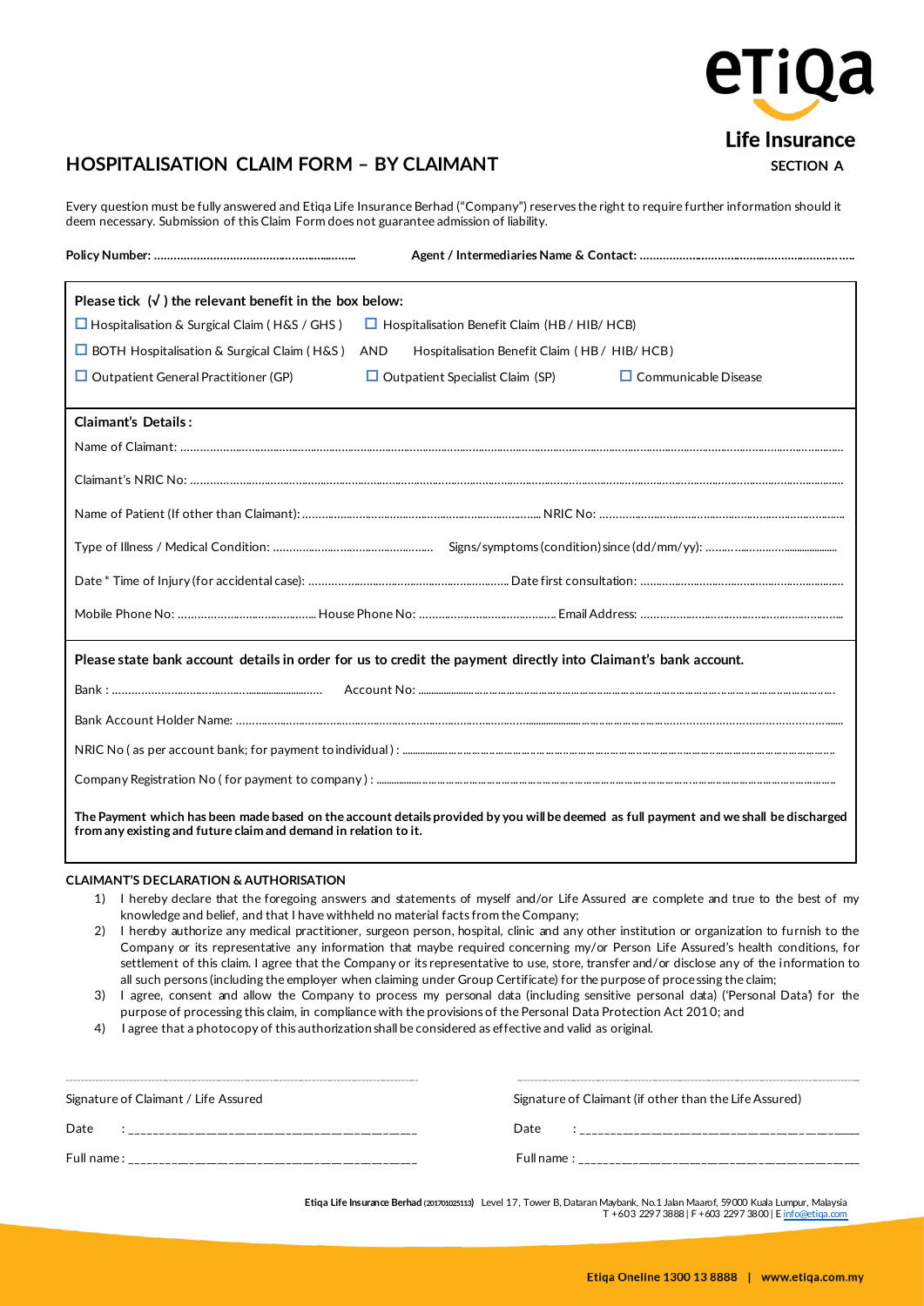eTiQa Life Insurance

# HOSPITALISATION CLAIM FORM – BY CLAIMANT

**SECTION A**

Every question must be fully answered and Etiqa Life Insurance Berhad ("Company") reserves the right to require further information should it deem necessary. Submission of this Claim Form does not guarantee admission of liability.

**Policy Number:** ………………………………………………… **Agent / Intermediaries Name & Contact:** ………………………………………………………

**Please tick (√) the relevant benefit in the box below:**

☐ Hospitalisation & Surgical Claim ( H&S / GHS ) ☐ Hospitalisation Benefit Claim (HB / HIB/ HCB)

☐ BOTH Hospitalisation & Surgical Claim ( H&S ) AND Hospitalisation Benefit Claim ( HB / HIB/ HCB )

☐ Outpatient General Practitioner (GP) ☐ Outpatient Specialist Claim (SP) ☐ Communicable Disease

**Claimant's Details :**

Name of Claimant: ……………………………………………………………………………………………

Claimant's NRIC No: ……………………………………………………………………………………………

Name of Patient (If other than Claimant): ……………………………………… NRIC No: ………………………………………

Type of Illness / Medical Condition: ……………………………… Signs/symptoms (condition) since (dd/mm/yy): ………………………

Date * Time of Injury (for accidental case): ……………………………………… Date first consultation: ………………………………

Mobile Phone No: ………………………… House Phone No: ………………………… Email Address: …………………………………

**Please state bank account details in order for us to credit the payment directly into Claimant's bank account.**

Bank : ……………………………………… Account No: ……………………………………………………………

Bank Account Holder Name: ……………………………………………………………………………………

NRIC No ( as per account bank; for payment to individual ) : ……………………………………………………

Company Registration No ( for payment to company ) : ……………………………………………………

**The Payment which has been made based on the account details provided by you will be deemed as full payment and we shall be discharged from any existing and future claim and demand in relation to it.**

**CLAIMANT'S DECLARATION & AUTHORISATION**

1) I hereby declare that the foregoing answers and statements of myself and/or Life Assured are complete and true to the best of my knowledge and belief, and that I have withheld no material facts from the Company;
2) I hereby authorize any medical practitioner, surgeon person, hospital, clinic and any other institution or organization to furnish to the Company or its representative any information that maybe required concerning my/or Person Life Assured's health conditions, for settlement of this claim. I agree that the Company or its representative to use, store, transfer and/or disclose any of the information to all such persons (including the employer when claiming under Group Certificate) for the purpose of processing the claim;
3) I agree, consent and allow the Company to process my personal data (including sensitive personal data) ('Personal Data') for the purpose of processing this claim, in compliance with the provisions of the Personal Data Protection Act 2010; and
4) I agree that a photocopy of this authorization shall be considered as effective and valid as original.

| Signature of Claimant / Life Assured | Signature of Claimant (if other than the Life Assured) |
| --- | --- |
| Date : ______________________ | Date : ______________________ |
| Full name : ______________________ | Full name : ______________________ |

**Etiqa Life Insurance Berhad** (201701025113) Level 17, Tower B, Dataran Maybank, No.1 Jalan Maarof, 59000 Kuala Lumpur, Malaysia
T +603 2297 3888 | F +603 2297 3800 | E info@etiqa.com

**Etiqa Oneline 1300 13 8888 | www.etiqa.com.my**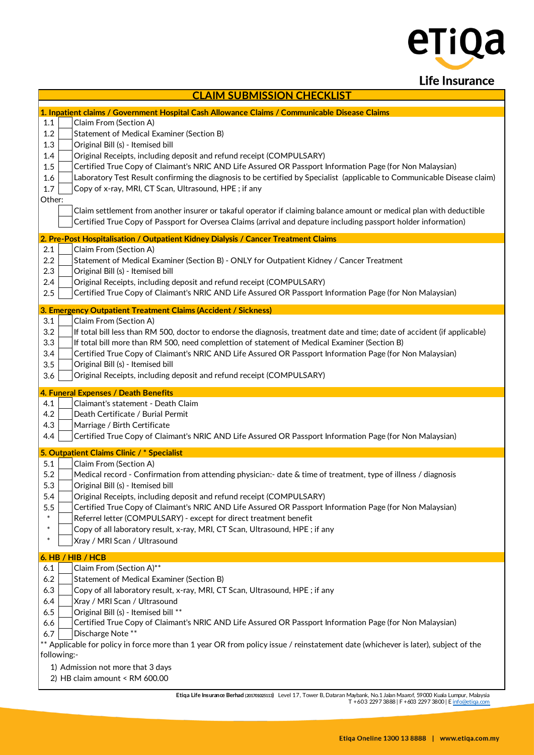eTiQa
Life Insurance

# CLAIM SUBMISSION CHECKLIST

## 1. Inpatient claims / Government Hospital Cash Allowance Claims / Communicable Disease Claims

| | | |
|---|---|---|
| 1.1 | ☐ | Claim From (Section A) |
| 1.2 | ☐ | Statement of Medical Examiner (Section B) |
| 1.3 | ☐ | Original Bill (s) - Itemised bill |
| 1.4 | ☐ | Original Receipts, including deposit and refund receipt (COMPULSARY) |
| 1.5 | ☐ | Certified True Copy of Claimant's NRIC AND Life Assured OR Passport Information Page (for Non Malaysian) |
| 1.6 | ☐ | Laboratory Test Result confirming the diagnosis to be certified by Specialist (applicable to Communicable Disease claim) |
| 1.7 | ☐ | Copy of x-ray, MRI, CT Scan, Ultrasound, HPE ; if any |

Other:

| | | |
|---|---|---|
| | ☐ | Claim settlement from another insurer or takaful operator if claiming balance amount or medical plan with deductible |
| | ☐ | Certified True Copy of Passport for Oversea Claims (arrival and depature including passport holder information) |

## 2. Pre-Post Hospitalisation / Outpatient Kidney Dialysis / Cancer Treatment Claims

| | | |
|---|---|---|
| 2.1 | ☐ | Claim From (Section A) |
| 2.2 | ☐ | Statement of Medical Examiner (Section B) - ONLY for Outpatient Kidney / Cancer Treatment |
| 2.3 | ☐ | Original Bill (s) - Itemised bill |
| 2.4 | ☐ | Original Receipts, including deposit and refund receipt (COMPULSARY) |
| 2.5 | ☐ | Certified True Copy of Claimant's NRIC AND Life Assured OR Passport Information Page (for Non Malaysian) |

## 3. Emergency Outpatient Treatment Claims (Accident / Sickness)

| | | |
|---|---|---|
| 3.1 | ☐ | Claim From (Section A) |
| 3.2 | ☐ | If total bill less than RM 500, doctor to endorse the diagnosis, treatment date and time; date of accident (if applicable) |
| 3.3 | ☐ | If total bill more than RM 500, need complettion of statement of Medical Examiner (Section B) |
| 3.4 | ☐ | Certified True Copy of Claimant's NRIC AND Life Assured OR Passport Information Page (for Non Malaysian) |
| 3.5 | ☐ | Original Bill (s) - Itemised bill |
| 3.6 | ☐ | Original Receipts, including deposit and refund receipt (COMPULSARY) |

## 4. Funeral Expenses / Death Benefits

| | | |
|---|---|---|
| 4.1 | ☐ | Claimant's statement - Death Claim |
| 4.2 | ☐ | Death Certificate / Burial Permit |
| 4.3 | ☐ | Marriage / Birth Certificate |
| 4.4 | ☐ | Certified True Copy of Claimant's NRIC AND Life Assured OR Passport Information Page (for Non Malaysian) |

## 5. Outpatient Claims Clinic / * Specialist

| | | |
|---|---|---|
| 5.1 | ☐ | Claim From (Section A) |
| 5.2 | ☐ | Medical record - Confirmation from attending physician:- date & time of treatment, type of illness / diagnosis |
| 5.3 | ☐ | Original Bill (s) - Itemised bill |
| 5.4 | ☐ | Original Receipts, including deposit and refund receipt (COMPULSARY) |
| 5.5 | ☐ | Certified True Copy of Claimant's NRIC AND Life Assured OR Passport Information Page (for Non Malaysian) |
| * | ☐ | Referrel letter (COMPULSARY) - except for direct treatment benefit |
| * | ☐ | Copy of all laboratory result, x-ray, MRI, CT Scan, Ultrasound, HPE ; if any |
| * | ☐ | Xray / MRI Scan / Ultrasound |

## 6. HB / HIB / HCB

| | | |
|---|---|---|
| 6.1 | ☐ | Claim From (Section A)** |
| 6.2 | ☐ | Statement of Medical Examiner (Section B) |
| 6.3 | ☐ | Copy of all laboratory result, x-ray, MRI, CT Scan, Ultrasound, HPE ; if any |
| 6.4 | ☐ | Xray / MRI Scan / Ultrasound |
| 6.5 | ☐ | Original Bill (s) - Itemised bill ** |
| 6.6 | ☐ | Certified True Copy of Claimant's NRIC AND Life Assured OR Passport Information Page (for Non Malaysian) |
| 6.7 | ☐ | Discharge Note ** |

** Applicable for policy in force more than 1 year OR from policy issue / reinstatement date (whichever is later), subject of the following:-

1) Admission not more that 3 days
2) HB claim amount < RM 600.00

**Etiqa Life Insurance Berhad** (201701025113) Level 17, Tower B, Dataran Maybank, No.1 Jalan Maarof, 59000 Kuala Lumpur, Malaysia
T +603 2297 3888 | F +603 2297 3800 | E info@etiqa.com

**Etiqa Oneline 1300 13 8888 | www.etiqa.com.my**